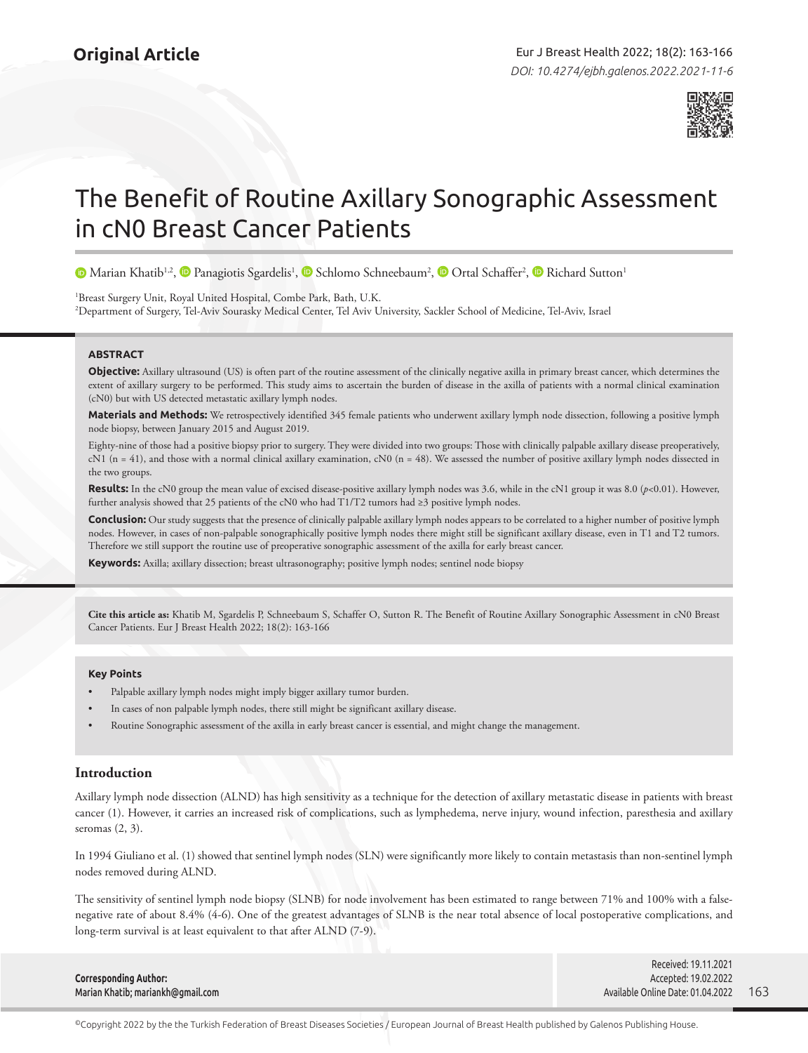**Original Article**

# The Benefit of Routine Axillary Sonographic Assessment in cN0 Breast Cancer Patients

Marian Khatib[1,2], Panagiotis Sgardelis[1], Schlomo Schneebaum[2], Ortal Schaffer[2], Richard Sutton[1]

[1]Breast Surgery Unit, Royal United Hospital, Combe Park, Bath, U.K.
[2]Department of Surgery, Tel-Aviv Sourasky Medical Center, Tel Aviv University, Sackler School of Medicine, Tel-Aviv, Israel

## ABSTRACT

**Objective:** Axillary ultrasound (US) is often part of the routine assessment of the clinically negative axilla in primary breast cancer, which determines the extent of axillary surgery to be performed. This study aims to ascertain the burden of disease in the axilla of patients with a normal clinical examination (cN0) but with US detected metastatic axillary lymph nodes.

**Materials and Methods:** We retrospectively identified 345 female patients who underwent axillary lymph node dissection, following a positive lymph node biopsy, between January 2015 and August 2019.

Eighty-nine of those had a positive biopsy prior to surgery. They were divided into two groups: Those with clinically palpable axillary disease preoperatively, cN1 (n = 41), and those with a normal clinical axillary examination, cN0 (n = 48). We assessed the number of positive axillary lymph nodes dissected in the two groups.

**Results:** In the cN0 group the mean value of excised disease-positive axillary lymph nodes was 3.6, while in the cN1 group it was 8.0 ($p<0.01$). However, further analysis showed that 25 patients of the cN0 who had T1/T2 tumors had ≥3 positive lymph nodes.

**Conclusion:** Our study suggests that the presence of clinically palpable axillary lymph nodes appears to be correlated to a higher number of positive lymph nodes. However, in cases of non-palpable sonographically positive lymph nodes there might still be significant axillary disease, even in T1 and T2 tumors. Therefore we still support the routine use of preoperative sonographic assessment of the axilla for early breast cancer.

**Keywords:** Axilla; axillary dissection; breast ultrasonography; positive lymph nodes; sentinel node biopsy

**Cite this article as:** Khatib M, Sgardelis P, Schneebaum S, Schaffer O, Sutton R. The Benefit of Routine Axillary Sonographic Assessment in cN0 Breast Cancer Patients. Eur J Breast Health 2022; 18(2): 163-166

### Key Points

- Palpable axillary lymph nodes might imply bigger axillary tumor burden.
- In cases of non palpable lymph nodes, there still might be significant axillary disease.
- Routine Sonographic assessment of the axilla in early breast cancer is essential, and might change the management.

## Introduction

Axillary lymph node dissection (ALND) has high sensitivity as a technique for the detection of axillary metastatic disease in patients with breast cancer (1). However, it carries an increased risk of complications, such as lymphedema, nerve injury, wound infection, paresthesia and axillary seromas (2, 3).

In 1994 Giuliano et al. (1) showed that sentinel lymph nodes (SLN) were significantly more likely to contain metastasis than non-sentinel lymph nodes removed during ALND.

The sensitivity of sentinel lymph node biopsy (SLNB) for node involvement has been estimated to range between 71% and 100% with a false-negative rate of about 8.4% (4-6). One of the greatest advantages of SLNB is the near total absence of local postoperative complications, and long-term survival is at least equivalent to that after ALND (7-9).

**Corresponding Author:**
Marian Khatib; mariankh@gmail.com

Received: 19.11.2021
Accepted: 19.02.2022
Available Online Date: 01.04.2022

©Copyright 2022 by the the Turkish Federation of Breast Diseases Societies / European Journal of Breast Health published by Galenos Publishing House.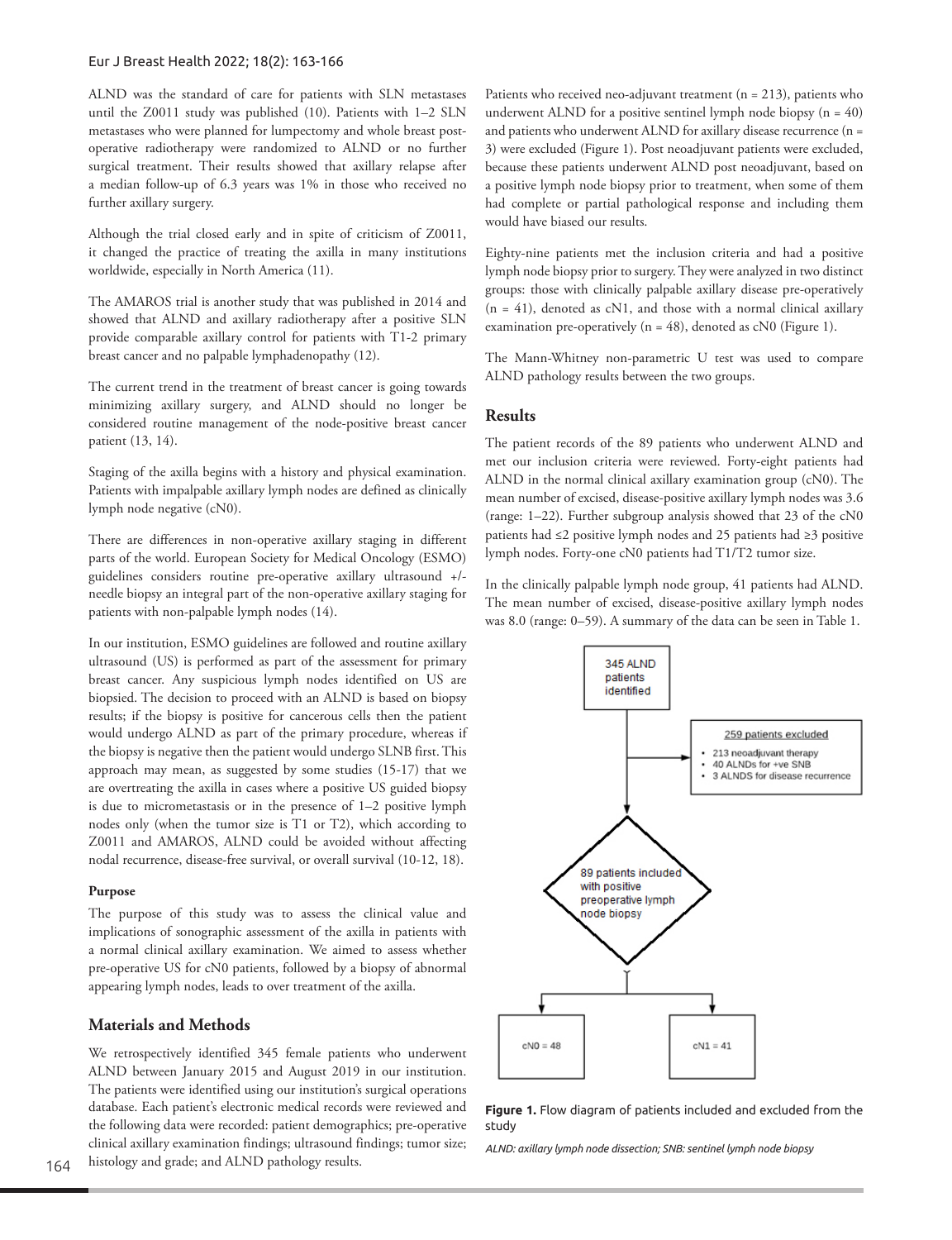ALND was the standard of care for patients with SLN metastases until the Z0011 study was published (10). Patients with 1–2 SLN metastases who were planned for lumpectomy and whole breast post-operative radiotherapy were randomized to ALND or no further surgical treatment. Their results showed that axillary relapse after a median follow-up of 6.3 years was 1% in those who received no further axillary surgery.

Although the trial closed early and in spite of criticism of Z0011, it changed the practice of treating the axilla in many institutions worldwide, especially in North America (11).

The AMAROS trial is another study that was published in 2014 and showed that ALND and axillary radiotherapy after a positive SLN provide comparable axillary control for patients with T1-2 primary breast cancer and no palpable lymphadenopathy (12).

The current trend in the treatment of breast cancer is going towards minimizing axillary surgery, and ALND should no longer be considered routine management of the node-positive breast cancer patient (13, 14).

Staging of the axilla begins with a history and physical examination. Patients with impalpable axillary lymph nodes are defined as clinically lymph node negative (cN0).

There are differences in non-operative axillary staging in different parts of the world. European Society for Medical Oncology (ESMO) guidelines considers routine pre-operative axillary ultrasound +/- needle biopsy an integral part of the non-operative axillary staging for patients with non-palpable lymph nodes (14).

In our institution, ESMO guidelines are followed and routine axillary ultrasound (US) is performed as part of the assessment for primary breast cancer. Any suspicious lymph nodes identified on US are biopsied. The decision to proceed with an ALND is based on biopsy results; if the biopsy is positive for cancerous cells then the patient would undergo ALND as part of the primary procedure, whereas if the biopsy is negative then the patient would undergo SLNB first. This approach may mean, as suggested by some studies (15-17) that we are overtreating the axilla in cases where a positive US guided biopsy is due to micrometastasis or in the presence of 1–2 positive lymph nodes only (when the tumor size is T1 or T2), which according to Z0011 and AMAROS, ALND could be avoided without affecting nodal recurrence, disease-free survival, or overall survival (10-12, 18).

#### Purpose

The purpose of this study was to assess the clinical value and implications of sonographic assessment of the axilla in patients with a normal clinical axillary examination. We aimed to assess whether pre-operative US for cN0 patients, followed by a biopsy of abnormal appearing lymph nodes, leads to over treatment of the axilla.

## Materials and Methods

We retrospectively identified 345 female patients who underwent ALND between January 2015 and August 2019 in our institution. The patients were identified using our institution's surgical operations database. Each patient's electronic medical records were reviewed and the following data were recorded: patient demographics; pre-operative clinical axillary examination findings; ultrasound findings; tumor size; histology and grade; and ALND pathology results.

Patients who received neo-adjuvant treatment (n = 213), patients who underwent ALND for a positive sentinel lymph node biopsy (n = 40) and patients who underwent ALND for axillary disease recurrence (n = 3) were excluded (Figure 1). Post neoadjuvant patients were excluded, because these patients underwent ALND post neoadjuvant, based on a positive lymph node biopsy prior to treatment, when some of them had complete or partial pathological response and including them would have biased our results.

Eighty-nine patients met the inclusion criteria and had a positive lymph node biopsy prior to surgery. They were analyzed in two distinct groups: those with clinically palpable axillary disease pre-operatively (n = 41), denoted as cN1, and those with a normal clinical axillary examination pre-operatively (n = 48), denoted as cN0 (Figure 1).

The Mann-Whitney non-parametric U test was used to compare ALND pathology results between the two groups.

## Results

The patient records of the 89 patients who underwent ALND and met our inclusion criteria were reviewed. Forty-eight patients had ALND in the normal clinical axillary examination group (cN0). The mean number of excised, disease-positive axillary lymph nodes was 3.6 (range: 1–22). Further subgroup analysis showed that 23 of the cN0 patients had ≤2 positive lymph nodes and 25 patients had ≥3 positive lymph nodes. Forty-one cN0 patients had T1/T2 tumor size.

In the clinically palpable lymph node group, 41 patients had ALND. The mean number of excised, disease-positive axillary lymph nodes was 8.0 (range: 0–59). A summary of the data can be seen in Table 1.

345 ALND patients identified

259 patients excluded
- 213 neoadjuvant therapy
- 40 ALNDs for +ve SNB
- 3 ALNDS for disease recurrence

89 patients included with positive preoperative lymph node biopsy

cN0 = 48

cN1 = 41

**Figure 1.** Flow diagram of patients included and excluded from the study

*ALND: axillary lymph node dissection; SNB: sentinel lymph node biopsy*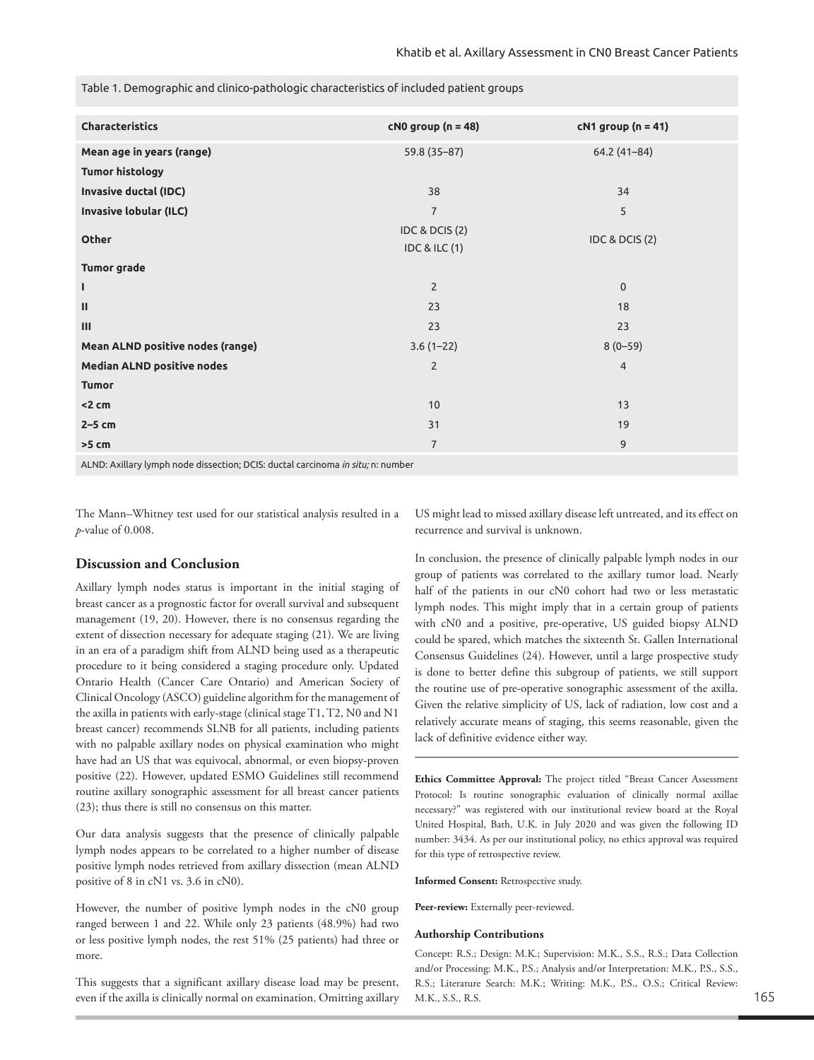Table 1. Demographic and clinico-pathologic characteristics of included patient groups

| Characteristics | cN0 group (n = 48) | cN1 group (n = 41) |
|---|---|---|
| **Mean age in years (range)** | 59.8 (35–87) | 64.2 (41–84) |
| **Tumor histology** | | |
| **Invasive ductal (IDC)** | 38 | 34 |
| **Invasive lobular (ILC)** | 7 | 5 |
| **Other** | IDC & DCIS (2)<br>IDC & ILC (1) | IDC & DCIS (2) |
| **Tumor grade** | | |
| **I** | 2 | 0 |
| **II** | 23 | 18 |
| **III** | 23 | 23 |
| **Mean ALND positive nodes (range)** | 3.6 (1–22) | 8 (0–59) |
| **Median ALND positive nodes** | 2 | 4 |
| **Tumor** | | |
| **<2 cm** | 10 | 13 |
| **2–5 cm** | 31 | 19 |
| **>5 cm** | 7 | 9 |

ALND: Axillary lymph node dissection; DCIS: ductal carcinoma *in situ;* n: number

The Mann–Whitney test used for our statistical analysis resulted in a *p*-value of 0.008.

## Discussion and Conclusion

Axillary lymph nodes status is important in the initial staging of breast cancer as a prognostic factor for overall survival and subsequent management (19, 20). However, there is no consensus regarding the extent of dissection necessary for adequate staging (21). We are living in an era of a paradigm shift from ALND being used as a therapeutic procedure to it being considered a staging procedure only. Updated Ontario Health (Cancer Care Ontario) and American Society of Clinical Oncology (ASCO) guideline algorithm for the management of the axilla in patients with early-stage (clinical stage T1, T2, N0 and N1 breast cancer) recommends SLNB for all patients, including patients with no palpable axillary nodes on physical examination who might have had an US that was equivocal, abnormal, or even biopsy-proven positive (22). However, updated ESMO Guidelines still recommend routine axillary sonographic assessment for all breast cancer patients (23); thus there is still no consensus on this matter.

Our data analysis suggests that the presence of clinically palpable lymph nodes appears to be correlated to a higher number of disease positive lymph nodes retrieved from axillary dissection (mean ALND positive of 8 in cN1 vs. 3.6 in cN0).

However, the number of positive lymph nodes in the cN0 group ranged between 1 and 22. While only 23 patients (48.9%) had two or less positive lymph nodes, the rest 51% (25 patients) had three or more.

This suggests that a significant axillary disease load may be present, even if the axilla is clinically normal on examination. Omitting axillary US might lead to missed axillary disease left untreated, and its effect on recurrence and survival is unknown.

In conclusion, the presence of clinically palpable lymph nodes in our group of patients was correlated to the axillary tumor load. Nearly half of the patients in our cN0 cohort had two or less metastatic lymph nodes. This might imply that in a certain group of patients with cN0 and a positive, pre-operative, US guided biopsy ALND could be spared, which matches the sixteenth St. Gallen International Consensus Guidelines (24). However, until a large prospective study is done to better define this subgroup of patients, we still support the routine use of pre-operative sonographic assessment of the axilla. Given the relative simplicity of US, lack of radiation, low cost and a relatively accurate means of staging, this seems reasonable, given the lack of definitive evidence either way.

**Ethics Committee Approval:** The project titled "Breast Cancer Assessment Protocol: Is routine sonographic evaluation of clinically normal axillae necessary?" was registered with our institutional review board at the Royal United Hospital, Bath, U.K. in July 2020 and was given the following ID number: 3434. As per our institutional policy, no ethics approval was required for this type of retrospective review.

**Informed Consent:** Retrospective study.

**Peer-review:** Externally peer-reviewed.

**Authorship Contributions**

Concept: R.S.; Design: M.K.; Supervision: M.K., S.S., R.S.; Data Collection and/or Processing: M.K., P.S.; Analysis and/or Interpretation: M.K., P.S., S.S., R.S.; Literature Search: M.K.; Writing: M.K., P.S., O.S.; Critical Review: M.K., S.S., R.S.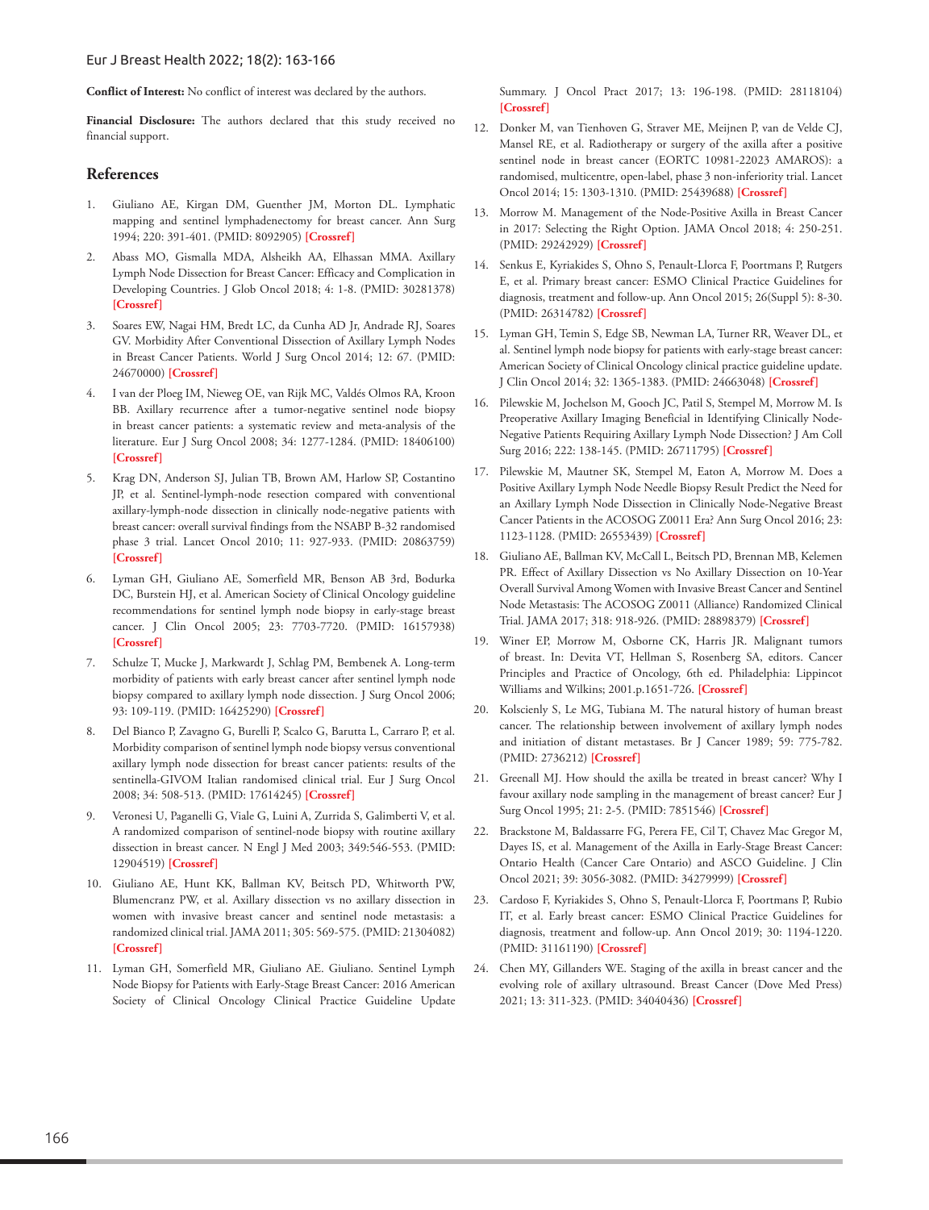**Conflict of Interest:** No conflict of interest was declared by the authors.

**Financial Disclosure:** The authors declared that this study received no financial support.

## References

1. Giuliano AE, Kirgan DM, Guenther JM, Morton DL. Lymphatic mapping and sentinel lymphadenectomy for breast cancer. Ann Surg 1994; 220: 391-401. (PMID: 8092905) [Crossref]
2. Abass MO, Gismalla MDA, Alsheikh AA, Elhassan MMA. Axillary Lymph Node Dissection for Breast Cancer: Efficacy and Complication in Developing Countries. J Glob Oncol 2018; 4: 1-8. (PMID: 30281378) [Crossref]
3. Soares EW, Nagai HM, Bredt LC, da Cunha AD Jr, Andrade RJ, Soares GV. Morbidity After Conventional Dissection of Axillary Lymph Nodes in Breast Cancer Patients. World J Surg Oncol 2014; 12: 67. (PMID: 24670000) [Crossref]
4. I van der Ploeg IM, Nieweg OE, van Rijk MC, Valdés Olmos RA, Kroon BB. Axillary recurrence after a tumor-negative sentinel node biopsy in breast cancer patients: a systematic review and meta-analysis of the literature. Eur J Surg Oncol 2008; 34: 1277-1284. (PMID: 18406100) [Crossref]
5. Krag DN, Anderson SJ, Julian TB, Brown AM, Harlow SP, Costantino JP, et al. Sentinel-lymph-node resection compared with conventional axillary-lymph-node dissection in clinically node-negative patients with breast cancer: overall survival findings from the NSABP B-32 randomised phase 3 trial. Lancet Oncol 2010; 11: 927-933. (PMID: 20863759) [Crossref]
6. Lyman GH, Giuliano AE, Somerfield MR, Benson AB 3rd, Bodurka DC, Burstein HJ, et al. American Society of Clinical Oncology guideline recommendations for sentinel lymph node biopsy in early-stage breast cancer. J Clin Oncol 2005; 23: 7703-7720. (PMID: 16157938) [Crossref]
7. Schulze T, Mucke J, Markwardt J, Schlag PM, Bembenek A. Long-term morbidity of patients with early breast cancer after sentinel lymph node biopsy compared to axillary lymph node dissection. J Surg Oncol 2006; 93: 109-119. (PMID: 16425290) [Crossref]
8. Del Bianco P, Zavagno G, Burelli P, Scalco G, Barutta L, Carraro P, et al. Morbidity comparison of sentinel lymph node biopsy versus conventional axillary lymph node dissection for breast cancer patients: results of the sentinella-GIVOM Italian randomised clinical trial. Eur J Surg Oncol 2008; 34: 508-513. (PMID: 17614245) [Crossref]
9. Veronesi U, Paganelli G, Viale G, Luini A, Zurrida S, Galimberti V, et al. A randomized comparison of sentinel-node biopsy with routine axillary dissection in breast cancer. N Engl J Med 2003; 349:546-553. (PMID: 12904519) [Crossref]
10. Giuliano AE, Hunt KK, Ballman KV, Beitsch PD, Whitworth PW, Blumencranz PW, et al. Axillary dissection vs no axillary dissection in women with invasive breast cancer and sentinel node metastasis: a randomized clinical trial. JAMA 2011; 305: 569-575. (PMID: 21304082) [Crossref]
11. Lyman GH, Somerfield MR, Giuliano AE. Giuliano. Sentinel Lymph Node Biopsy for Patients with Early-Stage Breast Cancer: 2016 American Society of Clinical Oncology Clinical Practice Guideline Update Summary. J Oncol Pract 2017; 13: 196-198. (PMID: 28118104) [Crossref]
12. Donker M, van Tienhoven G, Straver ME, Meijnen P, van de Velde CJ, Mansel RE, et al. Radiotherapy or surgery of the axilla after a positive sentinel node in breast cancer (EORTC 10981-22023 AMAROS): a randomised, multicentre, open-label, phase 3 non-inferiority trial. Lancet Oncol 2014; 15: 1303-1310. (PMID: 25439688) [Crossref]
13. Morrow M. Management of the Node-Positive Axilla in Breast Cancer in 2017: Selecting the Right Option. JAMA Oncol 2018; 4: 250-251. (PMID: 29242929) [Crossref]
14. Senkus E, Kyriakides S, Ohno S, Penault-Llorca F, Poortmans P, Rutgers E, et al. Primary breast cancer: ESMO Clinical Practice Guidelines for diagnosis, treatment and follow-up. Ann Oncol 2015; 26(Suppl 5): 8-30. (PMID: 26314782) [Crossref]
15. Lyman GH, Temin S, Edge SB, Newman LA, Turner RR, Weaver DL, et al. Sentinel lymph node biopsy for patients with early-stage breast cancer: American Society of Clinical Oncology clinical practice guideline update. J Clin Oncol 2014; 32: 1365-1383. (PMID: 24663048) [Crossref]
16. Pilewskie M, Jochelson M, Gooch JC, Patil S, Stempel M, Morrow M. Is Preoperative Axillary Imaging Beneficial in Identifying Clinically Node-Negative Patients Requiring Axillary Lymph Node Dissection? J Am Coll Surg 2016; 222: 138-145. (PMID: 26711795) [Crossref]
17. Pilewskie M, Mautner SK, Stempel M, Eaton A, Morrow M. Does a Positive Axillary Lymph Node Needle Biopsy Result Predict the Need for an Axillary Lymph Node Dissection in Clinically Node-Negative Breast Cancer Patients in the ACOSOG Z0011 Era? Ann Surg Oncol 2016; 23: 1123-1128. (PMID: 26553439) [Crossref]
18. Giuliano AE, Ballman KV, McCall L, Beitsch PD, Brennan MB, Kelemen PR. Effect of Axillary Dissection vs No Axillary Dissection on 10-Year Overall Survival Among Women with Invasive Breast Cancer and Sentinel Node Metastasis: The ACOSOG Z0011 (Alliance) Randomized Clinical Trial. JAMA 2017; 318: 918-926. (PMID: 28898379) [Crossref]
19. Winer EP, Morrow M, Osborne CK, Harris JR. Malignant tumors of breast. In: Devita VT, Hellman S, Rosenberg SA, editors. Cancer Principles and Practice of Oncology, 6th ed. Philadelphia: Lippincot Williams and Wilkins; 2001.p.1651-726. [Crossref]
20. Kolscienly S, Le MG, Tubiana M. The natural history of human breast cancer. The relationship between involvement of axillary lymph nodes and initiation of distant metastases. Br J Cancer 1989; 59: 775-782. (PMID: 2736212) [Crossref]
21. Greenall MJ. How should the axilla be treated in breast cancer? Why I favour axillary node sampling in the management of breast cancer? Eur J Surg Oncol 1995; 21: 2-5. (PMID: 7851546) [Crossref]
22. Brackstone M, Baldassarre FG, Perera FE, Cil T, Chavez Mac Gregor M, Dayes IS, et al. Management of the Axilla in Early-Stage Breast Cancer: Ontario Health (Cancer Care Ontario) and ASCO Guideline. J Clin Oncol 2021; 39: 3056-3082. (PMID: 34279999) [Crossref]
23. Cardoso F, Kyriakides S, Ohno S, Penault-Llorca F, Poortmans P, Rubio IT, et al. Early breast cancer: ESMO Clinical Practice Guidelines for diagnosis, treatment and follow-up. Ann Oncol 2019; 30: 1194-1220. (PMID: 31161190) [Crossref]
24. Chen MY, Gillanders WE. Staging of the axilla in breast cancer and the evolving role of axillary ultrasound. Breast Cancer (Dove Med Press) 2021; 13: 311-323. (PMID: 34040436) [Crossref]